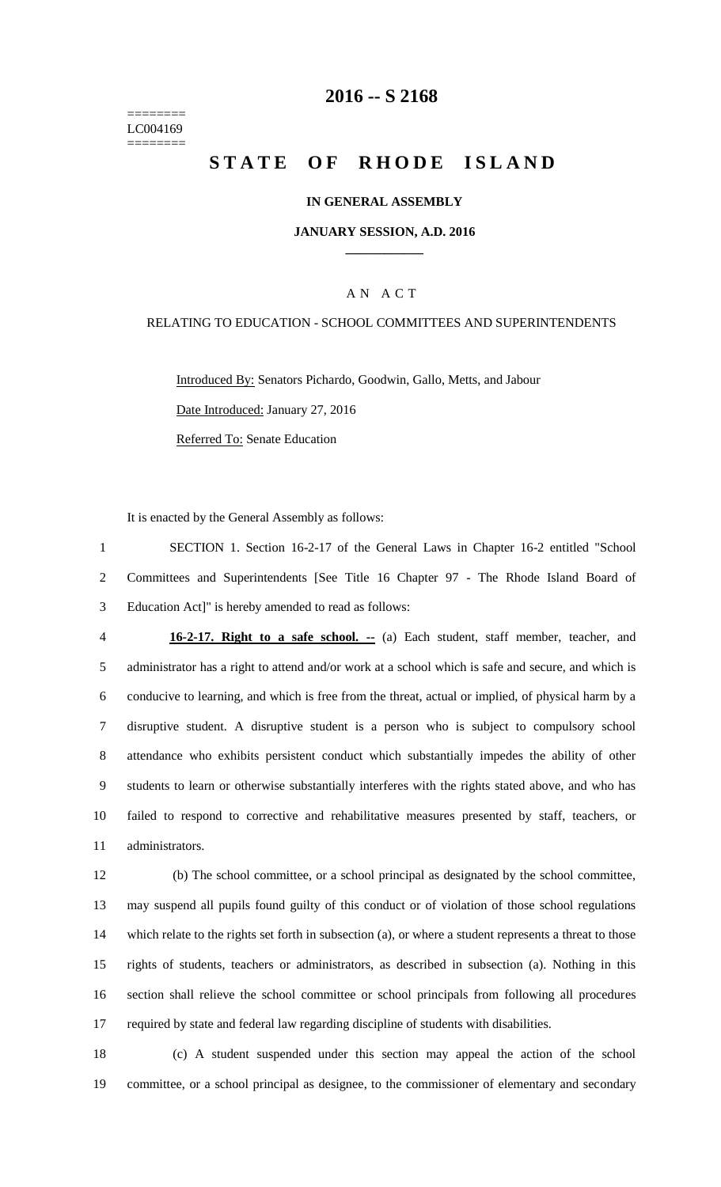========
LC004169
========

# 2016 -- S 2168

# STATE OF RHODE ISLAND

**IN GENERAL ASSEMBLY**

**JANUARY SESSION, A.D. 2016**

A N A C T

RELATING TO EDUCATION - SCHOOL COMMITTEES AND SUPERINTENDENTS

Introduced By: Senators Pichardo, Goodwin, Gallo, Metts, and Jabour

Date Introduced: January 27, 2016

Referred To: Senate Education

It is enacted by the General Assembly as follows:

SECTION 1. Section 16-2-17 of the General Laws in Chapter 16-2 entitled "School Committees and Superintendents [See Title 16 Chapter 97 - The Rhode Island Board of Education Act]" is hereby amended to read as follows:

**16-2-17. Right to a safe school. --** (a) Each student, staff member, teacher, and administrator has a right to attend and/or work at a school which is safe and secure, and which is conducive to learning, and which is free from the threat, actual or implied, of physical harm by a disruptive student. A disruptive student is a person who is subject to compulsory school attendance who exhibits persistent conduct which substantially impedes the ability of other students to learn or otherwise substantially interferes with the rights stated above, and who has failed to respond to corrective and rehabilitative measures presented by staff, teachers, or administrators.

(b) The school committee, or a school principal as designated by the school committee, may suspend all pupils found guilty of this conduct or of violation of those school regulations which relate to the rights set forth in subsection (a), or where a student represents a threat to those rights of students, teachers or administrators, as described in subsection (a). Nothing in this section shall relieve the school committee or school principals from following all procedures required by state and federal law regarding discipline of students with disabilities.

(c) A student suspended under this section may appeal the action of the school committee, or a school principal as designee, to the commissioner of elementary and secondary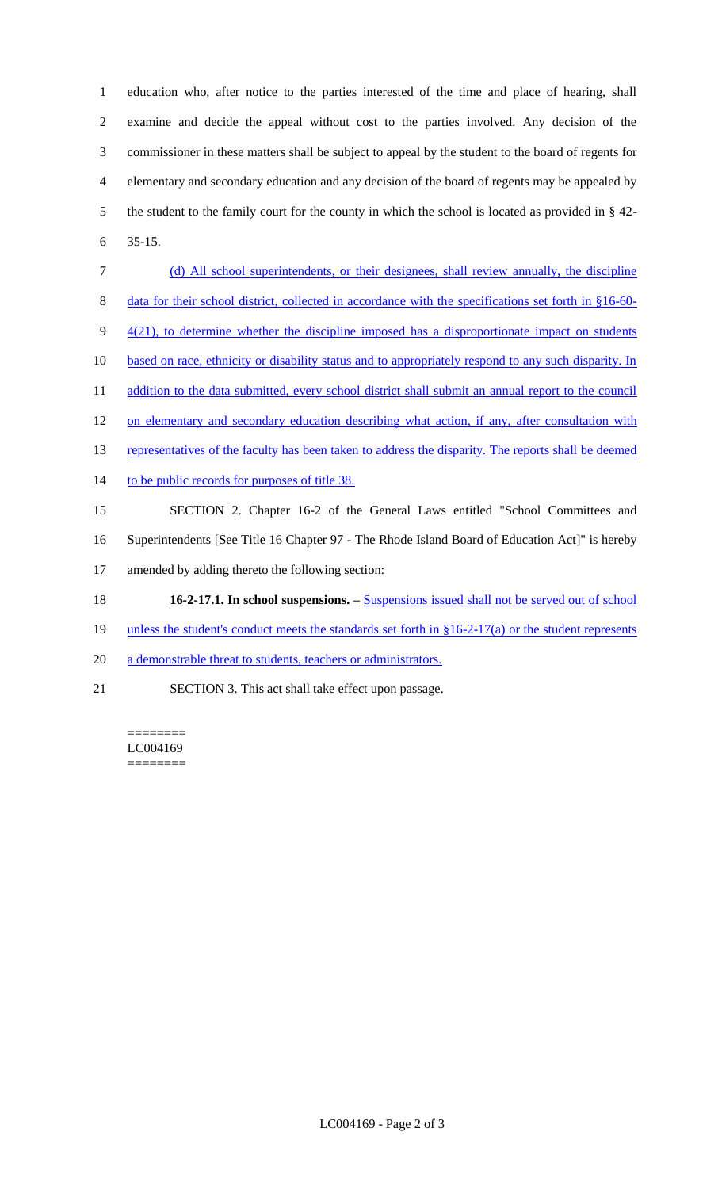education who, after notice to the parties interested of the time and place of hearing, shall examine and decide the appeal without cost to the parties involved. Any decision of the commissioner in these matters shall be subject to appeal by the student to the board of regents for elementary and secondary education and any decision of the board of regents may be appealed by the student to the family court for the county in which the school is located as provided in § 42-35-15.

(d) All school superintendents, or their designees, shall review annually, the discipline data for their school district, collected in accordance with the specifications set forth in §16-60-4(21), to determine whether the discipline imposed has a disproportionate impact on students based on race, ethnicity or disability status and to appropriately respond to any such disparity. In addition to the data submitted, every school district shall submit an annual report to the council on elementary and secondary education describing what action, if any, after consultation with representatives of the faculty has been taken to address the disparity. The reports shall be deemed to be public records for purposes of title 38.

SECTION 2. Chapter 16-2 of the General Laws entitled "School Committees and Superintendents [See Title 16 Chapter 97 - The Rhode Island Board of Education Act]" is hereby amended by adding thereto the following section:

**16-2-17.1. In school suspensions. –** Suspensions issued shall not be served out of school unless the student's conduct meets the standards set forth in §16-2-17(a) or the student represents a demonstrable threat to students, teachers or administrators.

SECTION 3. This act shall take effect upon passage.

========
LC004169
========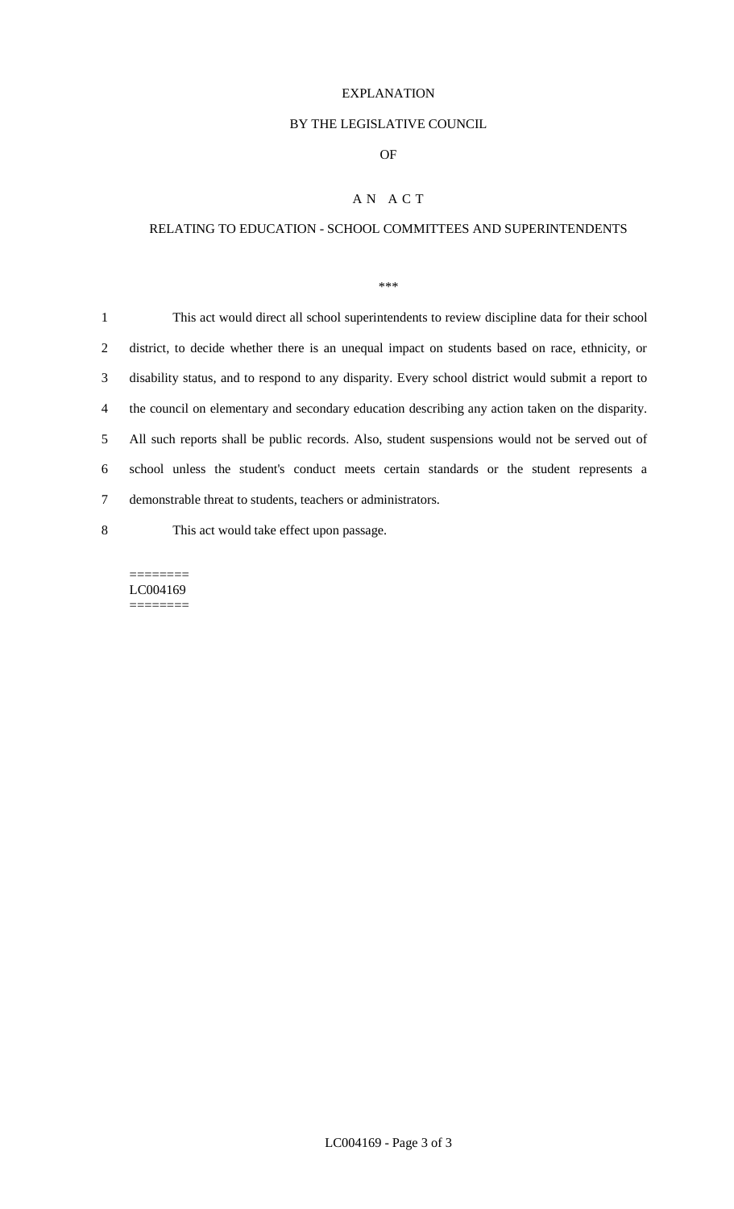EXPLANATION

BY THE LEGISLATIVE COUNCIL

OF

A N A C T

RELATING TO EDUCATION - SCHOOL COMMITTEES AND SUPERINTENDENTS

\*\*\*

This act would direct all school superintendents to review discipline data for their school district, to decide whether there is an unequal impact on students based on race, ethnicity, or disability status, and to respond to any disparity. Every school district would submit a report to the council on elementary and secondary education describing any action taken on the disparity. All such reports shall be public records. Also, student suspensions would not be served out of school unless the student's conduct meets certain standards or the student represents a demonstrable threat to students, teachers or administrators.

This act would take effect upon passage.

========
LC004169
========